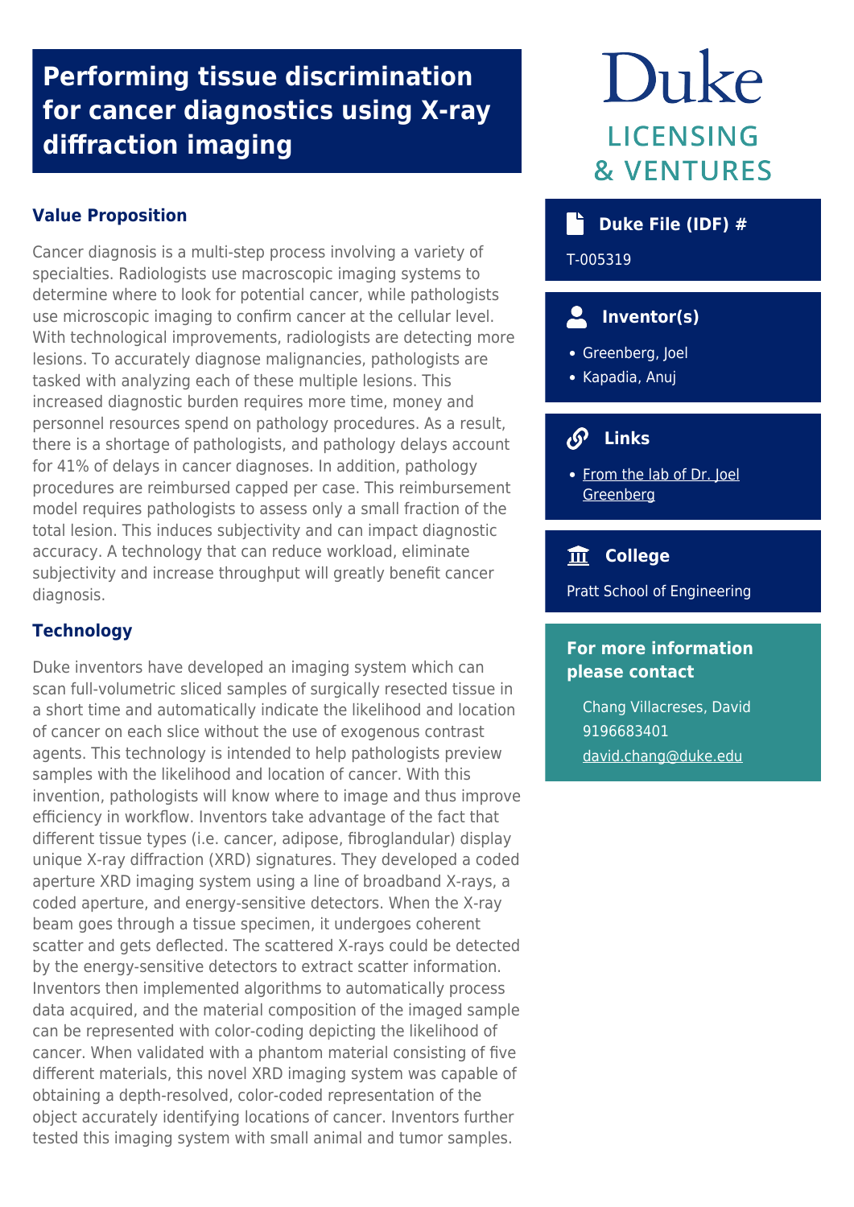# Performing tissue discrimination for cancer diagnostics using X-ray diffraction imaging

Duke
LICENSING
& VENTURES

## Value Proposition

Cancer diagnosis is a multi-step process involving a variety of specialties. Radiologists use macroscopic imaging systems to determine where to look for potential cancer, while pathologists use microscopic imaging to confirm cancer at the cellular level. With technological improvements, radiologists are detecting more lesions. To accurately diagnose malignancies, pathologists are tasked with analyzing each of these multiple lesions. This increased diagnostic burden requires more time, money and personnel resources spend on pathology procedures. As a result, there is a shortage of pathologists, and pathology delays account for 41% of delays in cancer diagnoses. In addition, pathology procedures are reimbursed capped per case. This reimbursement model requires pathologists to assess only a small fraction of the total lesion. This induces subjectivity and can impact diagnostic accuracy. A technology that can reduce workload, eliminate subjectivity and increase throughput will greatly benefit cancer diagnosis.

## Technology

Duke inventors have developed an imaging system which can scan full-volumetric sliced samples of surgically resected tissue in a short time and automatically indicate the likelihood and location of cancer on each slice without the use of exogenous contrast agents. This technology is intended to help pathologists preview samples with the likelihood and location of cancer. With this invention, pathologists will know where to image and thus improve efficiency in workflow. Inventors take advantage of the fact that different tissue types (i.e. cancer, adipose, fibroglandular) display unique X-ray diffraction (XRD) signatures. They developed a coded aperture XRD imaging system using a line of broadband X-rays, a coded aperture, and energy-sensitive detectors. When the X-ray beam goes through a tissue specimen, it undergoes coherent scatter and gets deflected. The scattered X-rays could be detected by the energy-sensitive detectors to extract scatter information. Inventors then implemented algorithms to automatically process data acquired, and the material composition of the imaged sample can be represented with color-coding depicting the likelihood of cancer. When validated with a phantom material consisting of five different materials, this novel XRD imaging system was capable of obtaining a depth-resolved, color-coded representation of the object accurately identifying locations of cancer. Inventors further tested this imaging system with small animal and tumor samples.

### Duke File (IDF) #

T-005319

### Inventor(s)

- Greenberg, Joel
- Kapadia, Anuj

### Links

- From the lab of Dr. Joel Greenberg

### College

Pratt School of Engineering

### For more information please contact

Chang Villacreses, David
9196683401
david.chang@duke.edu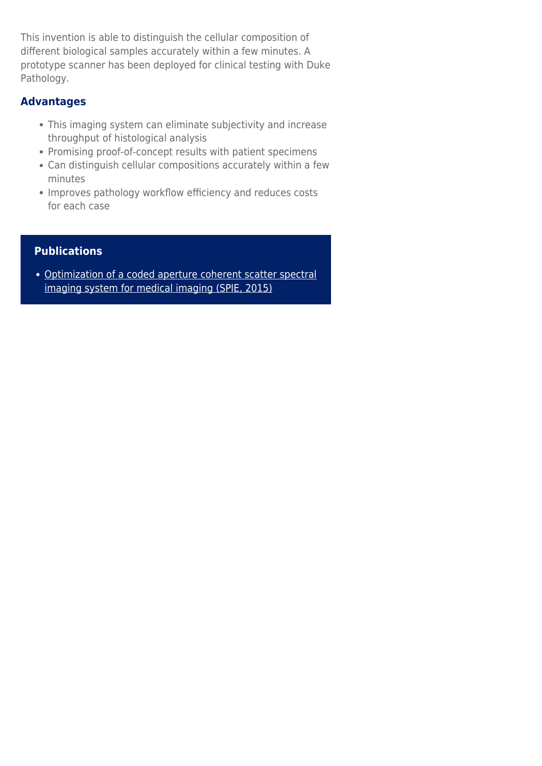This invention is able to distinguish the cellular composition of different biological samples accurately within a few minutes. A prototype scanner has been deployed for clinical testing with Duke Pathology.

## Advantages

- This imaging system can eliminate subjectivity and increase throughput of histological analysis
- Promising proof-of-concept results with patient specimens
- Can distinguish cellular compositions accurately within a few minutes
- Improves pathology workflow efficiency and reduces costs for each case

## Publications

- Optimization of a coded aperture coherent scatter spectral imaging system for medical imaging (SPIE, 2015)